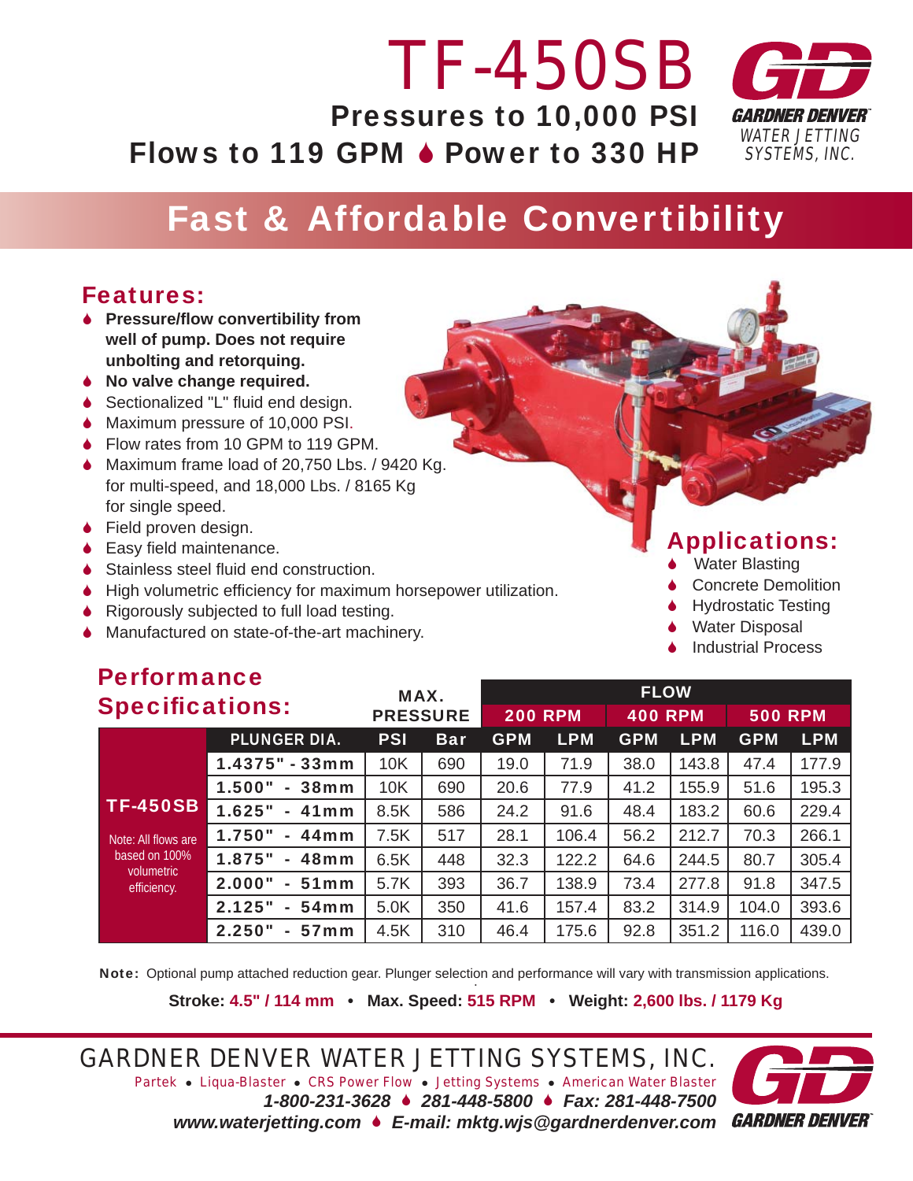# TF-450SB

**Pressures to 10,000 PSI**

**Flows to 119 GPM ♦ Power to 330 HP**

GARDNER DENVER WATER JETTING SYSTEMS, INC.

## Fast & Affordable Convertibility

### Features:

- **Pressure/flow convertibility from well of pump. Does not require unbolting and retorquing.**
- **No valve change required.**
- Sectionalized "L" fluid end design.
- Maximum pressure of 10,000 PSI.
- Flow rates from 10 GPM to 119 GPM.
- Maximum frame load of 20,750 Lbs. / 9420 Kg. for multi-speed, and 18,000 Lbs. / 8165 Kg for single speed.
- Field proven design.
- Easy field maintenance.
- Stainless steel fluid end construction.
- High volumetric efficiency for maximum horsepower utilization.
- Rigorously subjected to full load testing.
- Manufactured on state-of-the-art machinery.

### Applications:

- Water Blasting
- Concrete Demolition
- Hydrostatic Testing
- Water Disposal
- Industrial Process

### Performance Specifications:

| | | MAX. PRESSURE | | FLOW | | | | | |
|---|---|---|---|---|---|---|---|---|---|
| | | | | 200 RPM | | 400 RPM | | 500 RPM | |
| | PLUNGER DIA. | PSI | Bar | GPM | LPM | GPM | LPM | GPM | LPM |
| **TF-450SB** Note: All flows are based on 100% volumetric efficiency. | 1.4375" - 33mm | 10K | 690 | 19.0 | 71.9 | 38.0 | 143.8 | 47.4 | 177.9 |
| | 1.500" - 38mm | 10K | 690 | 20.6 | 77.9 | 41.2 | 155.9 | 51.6 | 195.3 |
| | 1.625" - 41mm | 8.5K | 586 | 24.2 | 91.6 | 48.4 | 183.2 | 60.6 | 229.4 |
| | 1.750" - 44mm | 7.5K | 517 | 28.1 | 106.4 | 56.2 | 212.7 | 70.3 | 266.1 |
| | 1.875" - 48mm | 6.5K | 448 | 32.3 | 122.2 | 64.6 | 244.5 | 80.7 | 305.4 |
| | 2.000" - 51mm | 5.7K | 393 | 36.7 | 138.9 | 73.4 | 277.8 | 91.8 | 347.5 |
| | 2.125" - 54mm | 5.0K | 350 | 41.6 | 157.4 | 83.2 | 314.9 | 104.0 | 393.6 |
| | 2.250" - 57mm | 4.5K | 310 | 46.4 | 175.6 | 92.8 | 351.2 | 116.0 | 439.0 |

**Note:** Optional pump attached reduction gear. Plunger selection and performance will vary with transmission applications.

**Stroke: 4.5" / 114 mm • Max. Speed: 515 RPM • Weight: 2,600 lbs. / 1179 Kg**

GARDNER DENVER WATER JETTING SYSTEMS, INC.

Partek • Liqua-Blaster • CRS Power Flow • Jetting Systems • American Water Blaster

***1-800-231-3628 ♦ 281-448-5800 ♦ Fax: 281-448-7500***

***www.waterjetting.com ♦ E-mail: mktg.wjs@gardnerdenver.com***

GARDNER DENVER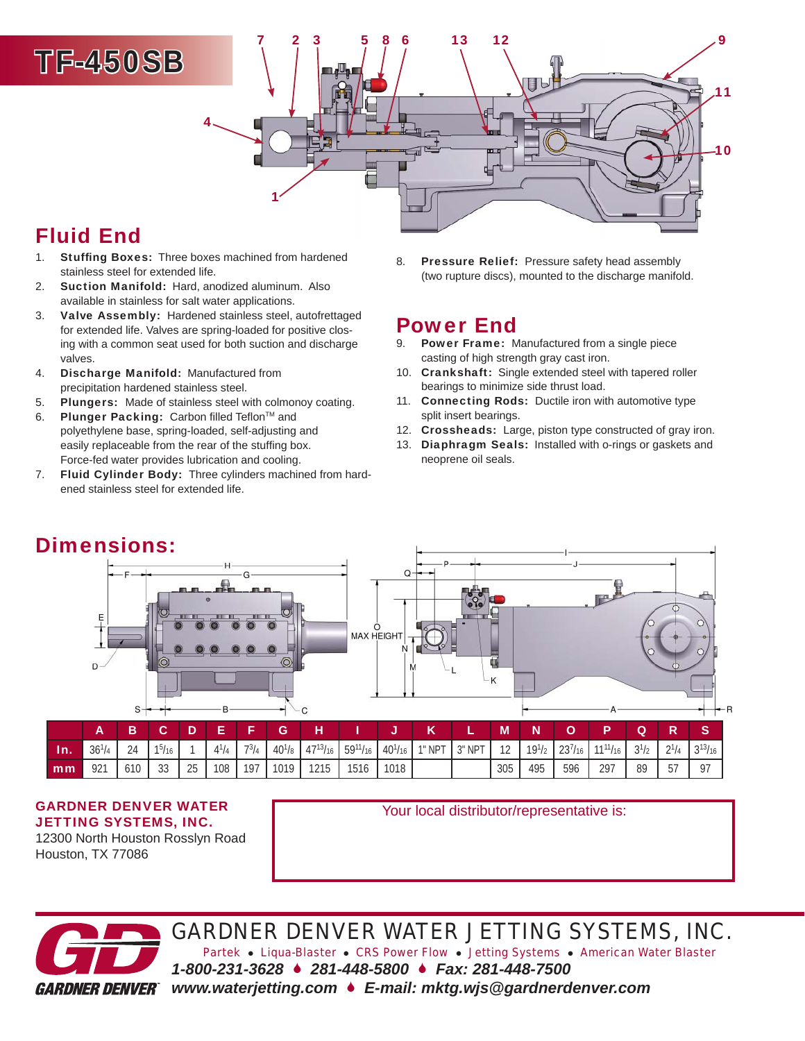# TF-450SB

## Fluid End

1. **Stuffing Boxes:** Three boxes machined from hardened stainless steel for extended life.
2. **Suction Manifold:** Hard, anodized aluminum. Also available in stainless for salt water applications.
3. **Valve Assembly:** Hardened stainless steel, autofrettaged for extended life. Valves are spring-loaded for positive closing with a common seat used for both suction and discharge valves.
4. **Discharge Manifold:** Manufactured from precipitation hardened stainless steel.
5. **Plungers:** Made of stainless steel with colmonoy coating.
6. **Plunger Packing:** Carbon filled Teflon™ and polyethylene base, spring-loaded, self-adjusting and easily replaceable from the rear of the stuffing box. Force-fed water provides lubrication and cooling.
7. **Fluid Cylinder Body:** Three cylinders machined from hardened stainless steel for extended life.
8. **Pressure Relief:** Pressure safety head assembly (two rupture discs), mounted to the discharge manifold.

## Power End

9. **Power Frame:** Manufactured from a single piece casting of high strength gray cast iron.
10. **Crankshaft:** Single extended steel with tapered roller bearings to minimize side thrust load.
11. **Connecting Rods:** Ductile iron with automotive type split insert bearings.
12. **Crossheads:** Large, piston type constructed of gray iron.
13. **Diaphragm Seals:** Installed with o-rings or gaskets and neoprene oil seals.

## Dimensions:

| | A | B | C | D | E | F | G | H | I | J | K | L | M | N | O | P | Q | R | S |
|---|---|---|---|---|---|---|---|---|---|---|---|---|---|---|---|---|---|---|---|
| In. | 36 1/4 | 24 | 1 5/16 | 1 | 4 1/4 | 7 3/4 | 40 1/8 | 47 13/16 | 59 11/16 | 40 1/16 | 1" NPT | 3" NPT | 12 | 19 1/2 | 23 7/16 | 11 11/16 | 3 1/2 | 2 1/4 | 3 13/16 |
| mm | 921 | 610 | 33 | 25 | 108 | 197 | 1019 | 1215 | 1516 | 1018 | | | 305 | 495 | 596 | 297 | 89 | 57 | 97 |

**GARDNER DENVER WATER JETTING SYSTEMS, INC.**
12300 North Houston Rosslyn Road
Houston, TX 77086

Your local distributor/representative is:

GARDNER DENVER WATER JETTING SYSTEMS, INC.
Partek • Liqua-Blaster • CRS Power Flow • Jetting Systems • American Water Blaster
*1-800-231-3628 • 281-448-5800 • Fax: 281-448-7500*
*www.waterjetting.com • E-mail: mktg.wjs@gardnerdenver.com*